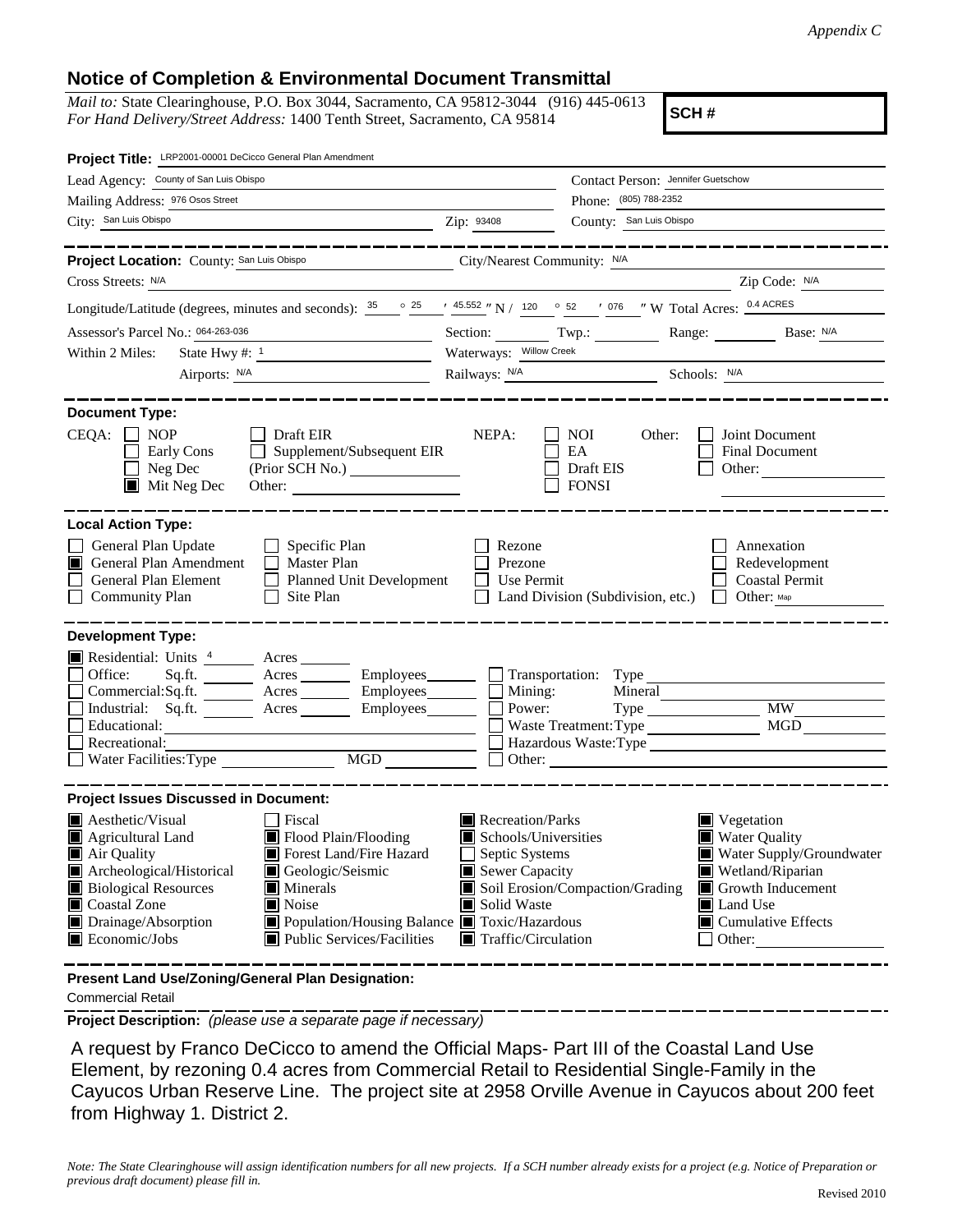*Appendix C*

## Notice of Completion & Environmental Document Transmittal

*Mail to:* State Clearinghouse, P.O. Box 3044, Sacramento, CA 95812-3044 (916) 445-0613
*For Hand Delivery/Street Address:* 1400 Tenth Street, Sacramento, CA 95814

**SCH #**

**Project Title:** LRP2001-00001 DeCicco General Plan Amendment

Lead Agency: County of San Luis Obispo
Contact Person: Jennifer Guetschow
Mailing Address: 976 Osos Street
Phone: (805) 788-2352
City: San Luis Obispo
Zip: 93408
County: San Luis Obispo

---

**Project Location:** County: San Luis Obispo
City/Nearest Community: N/A
Cross Streets: N/A
Zip Code: N/A
Longitude/Latitude (degrees, minutes and seconds): 35 ° 25 ′ 45.552 ″ N / 120 ° 52 ′ 076 ″ W Total Acres: 0.4 ACRES
Assessor's Parcel No.: 064-263-036
Section: Twp.: Range: Base: N/A
Within 2 Miles: State Hwy #: 1
Waterways: Willow Creek
Airports: N/A
Railways: N/A
Schools: N/A

---

**Document Type:**

CEQA:
- [ ] NOP
- [ ] Early Cons
- [ ] Neg Dec
- [x] Mit Neg Dec
- [ ] Draft EIR
- [ ] Supplement/Subsequent EIR (Prior SCH No.)
- Other:

NEPA:
- [ ] NOI
- [ ] EA
- [ ] Draft EIS
- [ ] FONSI

Other:
- [ ] Joint Document
- [ ] Final Document
- [ ] Other:

---

**Local Action Type:**

- [ ] General Plan Update
- [x] General Plan Amendment
- [ ] General Plan Element
- [ ] Community Plan
- [ ] Specific Plan
- [ ] Master Plan
- [ ] Planned Unit Development
- [ ] Site Plan
- [ ] Rezone
- [ ] Prezone
- [ ] Use Permit
- [ ] Land Division (Subdivision, etc.)
- [ ] Annexation
- [ ] Redevelopment
- [ ] Coastal Permit
- [ ] Other: Map

---

**Development Type:**

- [x] Residential: Units 4 Acres
- [ ] Office: Sq.ft. Acres Employees
- [ ] Commercial: Sq.ft. Acres Employees
- [ ] Industrial: Sq.ft. Acres Employees
- [ ] Educational:
- [ ] Recreational:
- [ ] Water Facilities: Type MGD
- [ ] Transportation: Type
- [ ] Mining: Mineral
- [ ] Power: Type MW
- [ ] Waste Treatment: Type MGD
- [ ] Hazardous Waste: Type
- [ ] Other:

---

**Project Issues Discussed in Document:**

- [x] Aesthetic/Visual
- [x] Agricultural Land
- [x] Air Quality
- [x] Archeological/Historical
- [x] Biological Resources
- [x] Coastal Zone
- [x] Drainage/Absorption
- [x] Economic/Jobs
- [ ] Fiscal
- [x] Flood Plain/Flooding
- [x] Forest Land/Fire Hazard
- [x] Geologic/Seismic
- [x] Minerals
- [x] Noise
- [x] Population/Housing Balance
- [x] Public Services/Facilities
- [x] Recreation/Parks
- [x] Schools/Universities
- [ ] Septic Systems
- [x] Sewer Capacity
- [x] Soil Erosion/Compaction/Grading
- [x] Solid Waste
- [x] Toxic/Hazardous
- [x] Traffic/Circulation
- [x] Vegetation
- [x] Water Quality
- [x] Water Supply/Groundwater
- [x] Wetland/Riparian
- [x] Growth Inducement
- [x] Land Use
- [x] Cumulative Effects
- [ ] Other:

---

**Present Land Use/Zoning/General Plan Designation:**

Commercial Retail

---

**Project Description:** *(please use a separate page if necessary)*

A request by Franco DeCicco to amend the Official Maps- Part III of the Coastal Land Use Element, by rezoning 0.4 acres from Commercial Retail to Residential Single-Family in the Cayucos Urban Reserve Line. The project site at 2958 Orville Avenue in Cayucos about 200 feet from Highway 1. District 2.

*Note: The State Clearinghouse will assign identification numbers for all new projects. If a SCH number already exists for a project (e.g. Notice of Preparation or previous draft document) please fill in.*

Revised 2010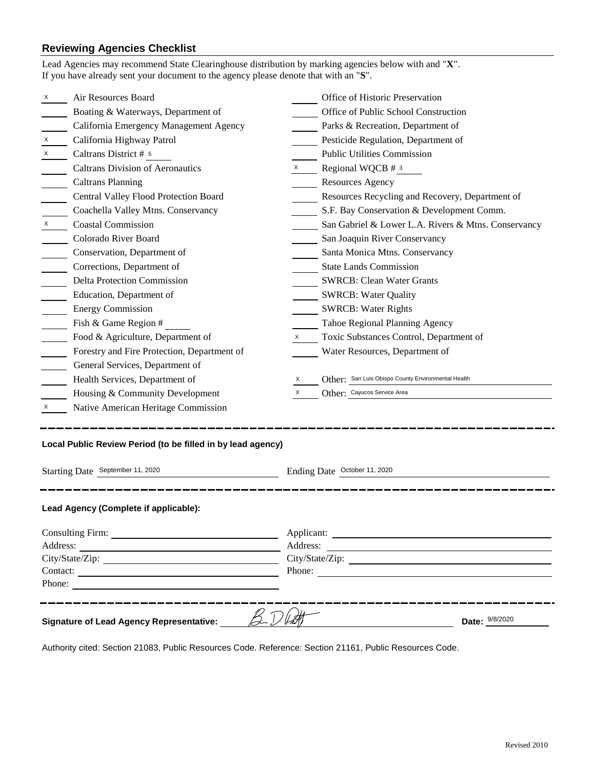## Reviewing Agencies Checklist

Lead Agencies may recommend State Clearinghouse distribution by marking agencies below with and "**X**".
If you have already sent your document to the agency please denote that with an "**S**".

| | | | |
|---|---|---|---|
| X | Air Resources Board | | Office of Historic Preservation |
| | Boating & Waterways, Department of | | Office of Public School Construction |
| | California Emergency Management Agency | | Parks & Recreation, Department of |
| X | California Highway Patrol | | Pesticide Regulation, Department of |
| X | Caltrans District # 5 | | Public Utilities Commission |
| | Caltrans Division of Aeronautics | X | Regional WQCB # 3 |
| | Caltrans Planning | | Resources Agency |
| | Central Valley Flood Protection Board | | Resources Recycling and Recovery, Department of |
| | Coachella Valley Mtns. Conservancy | | S.F. Bay Conservation & Development Comm. |
| X | Coastal Commission | | San Gabriel & Lower L.A. Rivers & Mtns. Conservancy |
| | Colorado River Board | | San Joaquin River Conservancy |
| | Conservation, Department of | | Santa Monica Mtns. Conservancy |
| | Corrections, Department of | | State Lands Commission |
| | Delta Protection Commission | | SWRCB: Clean Water Grants |
| | Education, Department of | | SWRCB: Water Quality |
| | Energy Commission | | SWRCB: Water Rights |
| | Fish & Game Region # | | Tahoe Regional Planning Agency |
| | Food & Agriculture, Department of | X | Toxic Substances Control, Department of |
| | Forestry and Fire Protection, Department of | | Water Resources, Department of |
| | General Services, Department of | | |
| | Health Services, Department of | X | Other: San Luis Obispo County Environmental Health |
| | Housing & Community Development | X | Other: Cayucos Service Area |
| X | Native American Heritage Commission | | |

---

**Local Public Review Period (to be filled in by lead agency)**

Starting Date September 11, 2020 Ending Date October 11, 2020

---

**Lead Agency (Complete if applicable):**

Consulting Firm: ____________________ Applicant: ____________________
Address: ____________________ Address: ____________________
City/State/Zip: ____________________ City/State/Zip: ____________________
Contact: ____________________ Phone: ____________________
Phone: ____________________

---

**Signature of Lead Agency Representative:** B. D. [signature] **Date:** 9/8/2020

Authority cited: Section 21083, Public Resources Code. Reference: Section 21161, Public Resources Code.

Revised 2010